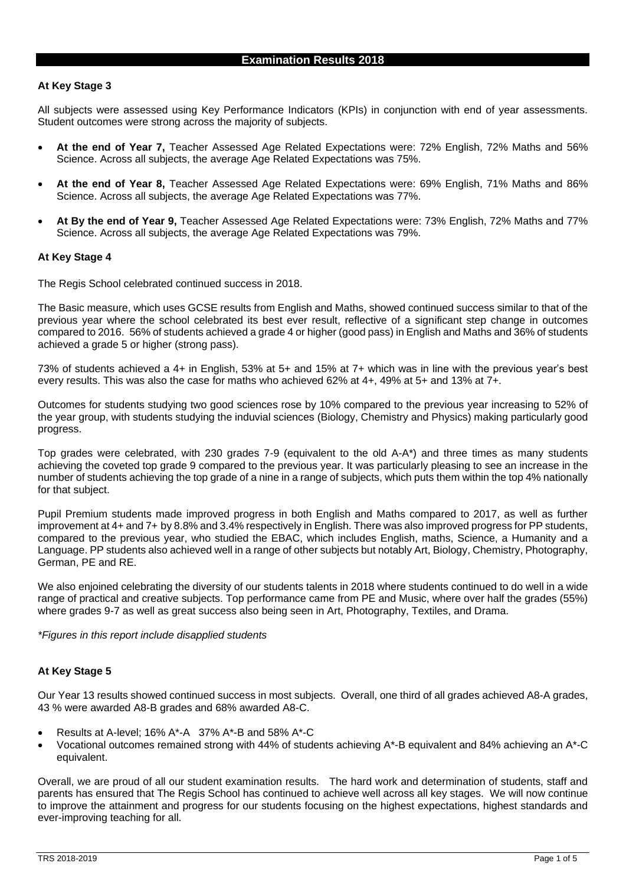# Examination Results 2018

### At Key Stage 3

All subjects were assessed using Key Performance Indicators (KPIs) in conjunction with end of year assessments. Student outcomes were strong across the majority of subjects.

- **At the end of Year 7,** Teacher Assessed Age Related Expectations were: 72% English, 72% Maths and 56% Science. Across all subjects, the average Age Related Expectations was 75%.
- **At the end of Year 8,** Teacher Assessed Age Related Expectations were: 69% English, 71% Maths and 86% Science. Across all subjects, the average Age Related Expectations was 77%.
- **At By the end of Year 9,** Teacher Assessed Age Related Expectations were: 73% English, 72% Maths and 77% Science. Across all subjects, the average Age Related Expectations was 79%.

### At Key Stage 4

The Regis School celebrated continued success in 2018.

The Basic measure, which uses GCSE results from English and Maths, showed continued success similar to that of the previous year where the school celebrated its best ever result, reflective of a significant step change in outcomes compared to 2016. 56% of students achieved a grade 4 or higher (good pass) in English and Maths and 36% of students achieved a grade 5 or higher (strong pass).

73% of students achieved a 4+ in English, 53% at 5+ and 15% at 7+ which was in line with the previous year's best every results. This was also the case for maths who achieved 62% at 4+, 49% at 5+ and 13% at 7+.

Outcomes for students studying two good sciences rose by 10% compared to the previous year increasing to 52% of the year group, with students studying the induvial sciences (Biology, Chemistry and Physics) making particularly good progress.

Top grades were celebrated, with 230 grades 7-9 (equivalent to the old A-A*) and three times as many students achieving the coveted top grade 9 compared to the previous year. It was particularly pleasing to see an increase in the number of students achieving the top grade of a nine in a range of subjects, which puts them within the top 4% nationally for that subject.

Pupil Premium students made improved progress in both English and Maths compared to 2017, as well as further improvement at 4+ and 7+ by 8.8% and 3.4% respectively in English. There was also improved progress for PP students, compared to the previous year, who studied the EBAC, which includes English, maths, Science, a Humanity and a Language. PP students also achieved well in a range of other subjects but notably Art, Biology, Chemistry, Photography, German, PE and RE.

We also enjoined celebrating the diversity of our students talents in 2018 where students continued to do well in a wide range of practical and creative subjects. Top performance came from PE and Music, where over half the grades (55%) where grades 9-7 as well as great success also being seen in Art, Photography, Textiles, and Drama.

*\*Figures in this report include disapplied students*

### At Key Stage 5

Our Year 13 results showed continued success in most subjects. Overall, one third of all grades achieved A8-A grades, 43 % were awarded A8-B grades and 68% awarded A8-C.

- Results at A-level; 16% A*-A 37% A*-B and 58% A*-C
- Vocational outcomes remained strong with 44% of students achieving A*-B equivalent and 84% achieving an A*-C equivalent.

Overall, we are proud of all our student examination results. The hard work and determination of students, staff and parents has ensured that The Regis School has continued to achieve well across all key stages. We will now continue to improve the attainment and progress for our students focusing on the highest expectations, highest standards and ever-improving teaching for all.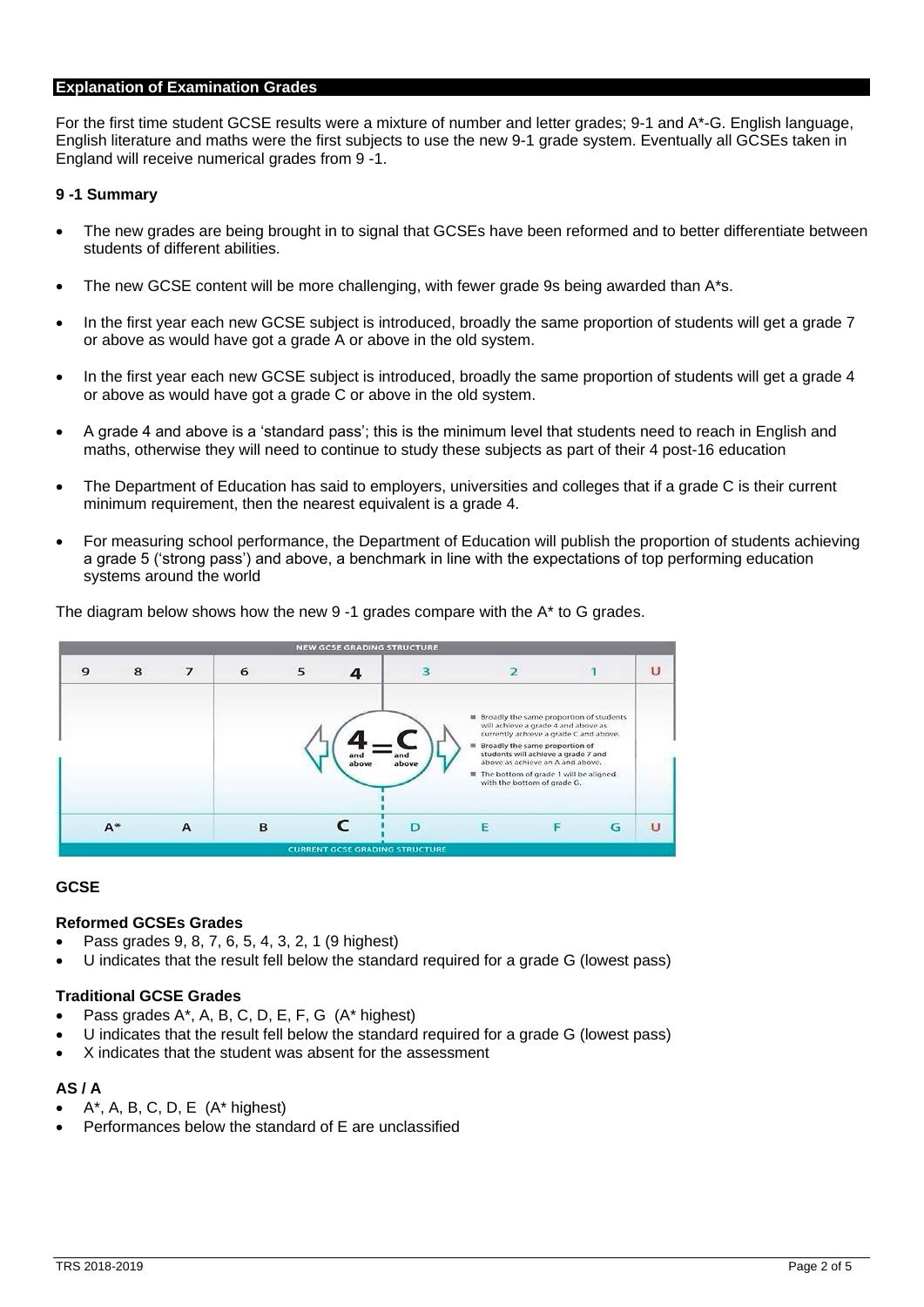## Explanation of Examination Grades

For the first time student GCSE results were a mixture of number and letter grades; 9-1 and A*-G. English language, English literature and maths were the first subjects to use the new 9-1 grade system. Eventually all GCSEs taken in England will receive numerical grades from 9 -1.

**9 -1 Summary**

- The new grades are being brought in to signal that GCSEs have been reformed and to better differentiate between students of different abilities.
- The new GCSE content will be more challenging, with fewer grade 9s being awarded than A*s.
- In the first year each new GCSE subject is introduced, broadly the same proportion of students will get a grade 7 or above as would have got a grade A or above in the old system.
- In the first year each new GCSE subject is introduced, broadly the same proportion of students will get a grade 4 or above as would have got a grade C or above in the old system.
- A grade 4 and above is a 'standard pass'; this is the minimum level that students need to reach in English and maths, otherwise they will need to continue to study these subjects as part of their 4 post-16 education
- The Department of Education has said to employers, universities and colleges that if a grade C is their current minimum requirement, then the nearest equivalent is a grade 4.
- For measuring school performance, the Department of Education will publish the proportion of students achieving a grade 5 ('strong pass') and above, a benchmark in line with the expectations of top performing education systems around the world

The diagram below shows how the new 9 -1 grades compare with the A* to G grades.

NEW GCSE GRADING STRUCTURE

9 8 7 6 5 4 3 2 1 U

4 and above = C and above

- Broadly the same proportion of students will achieve a grade 4 and above as currently achieve a grade C and above.
- Broadly the same proportion of students will achieve a grade 7 and above as achieve an A and above.
- The bottom of grade 1 will be aligned with the bottom of grade G.

A* A B C D E F G U

CURRENT GCSE GRADING STRUCTURE

### GCSE

**Reformed GCSEs Grades**

- Pass grades 9, 8, 7, 6, 5, 4, 3, 2, 1 (9 highest)
- U indicates that the result fell below the standard required for a grade G (lowest pass)

**Traditional GCSE Grades**

- Pass grades A*, A, B, C, D, E, F, G (A* highest)
- U indicates that the result fell below the standard required for a grade G (lowest pass)
- X indicates that the student was absent for the assessment

**AS / A**

- A*, A, B, C, D, E (A* highest)
- Performances below the standard of E are unclassified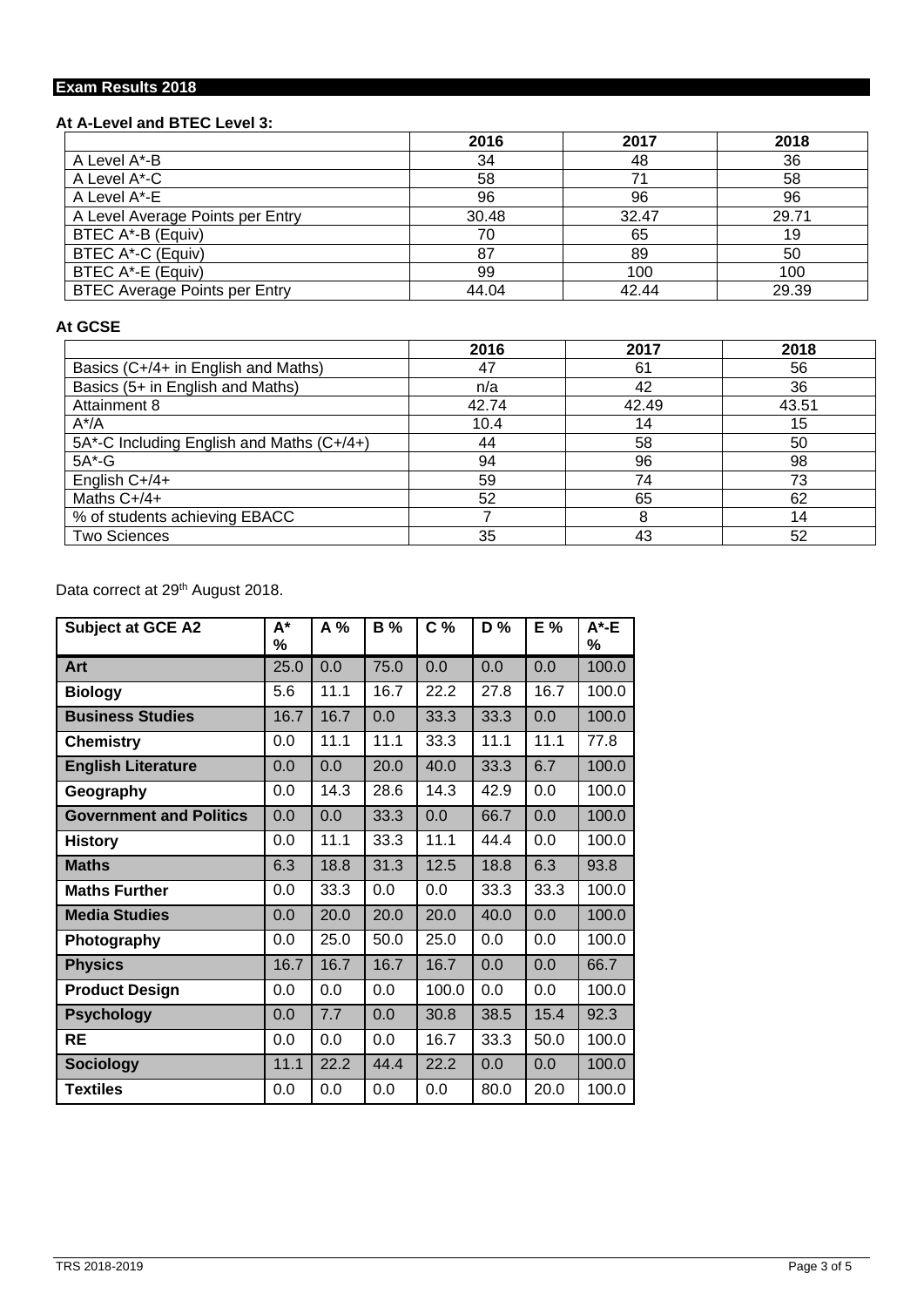## Exam Results 2018

### At A-Level and BTEC Level 3:

| | 2016 | 2017 | 2018 |
|---|---|---|---|
| A Level A*-B | 34 | 48 | 36 |
| A Level A*-C | 58 | 71 | 58 |
| A Level A*-E | 96 | 96 | 96 |
| A Level Average Points per Entry | 30.48 | 32.47 | 29.71 |
| BTEC A*-B (Equiv) | 70 | 65 | 19 |
| BTEC A*-C (Equiv) | 87 | 89 | 50 |
| BTEC A*-E (Equiv) | 99 | 100 | 100 |
| BTEC Average Points per Entry | 44.04 | 42.44 | 29.39 |

### At GCSE

| | 2016 | 2017 | 2018 |
|---|---|---|---|
| Basics (C+/4+ in English and Maths) | 47 | 61 | 56 |
| Basics (5+ in English and Maths) | n/a | 42 | 36 |
| Attainment 8 | 42.74 | 42.49 | 43.51 |
| A*/A | 10.4 | 14 | 15 |
| 5A*-C Including English and Maths (C+/4+) | 44 | 58 | 50 |
| 5A*-G | 94 | 96 | 98 |
| English C+/4+ | 59 | 74 | 73 |
| Maths C+/4+ | 52 | 65 | 62 |
| % of students achieving EBACC | 7 | 8 | 14 |
| Two Sciences | 35 | 43 | 52 |

Data correct at 29th August 2018.

| Subject at GCE A2 | A* % | A % | B % | C % | D % | E % | A*-E % |
|---|---|---|---|---|---|---|---|
| **Art** | 25.0 | 0.0 | 75.0 | 0.0 | 0.0 | 0.0 | 100.0 |
| **Biology** | 5.6 | 11.1 | 16.7 | 22.2 | 27.8 | 16.7 | 100.0 |
| **Business Studies** | 16.7 | 16.7 | 0.0 | 33.3 | 33.3 | 0.0 | 100.0 |
| **Chemistry** | 0.0 | 11.1 | 11.1 | 33.3 | 11.1 | 11.1 | 77.8 |
| **English Literature** | 0.0 | 0.0 | 20.0 | 40.0 | 33.3 | 6.7 | 100.0 |
| **Geography** | 0.0 | 14.3 | 28.6 | 14.3 | 42.9 | 0.0 | 100.0 |
| **Government and Politics** | 0.0 | 0.0 | 33.3 | 0.0 | 66.7 | 0.0 | 100.0 |
| **History** | 0.0 | 11.1 | 33.3 | 11.1 | 44.4 | 0.0 | 100.0 |
| **Maths** | 6.3 | 18.8 | 31.3 | 12.5 | 18.8 | 6.3 | 93.8 |
| **Maths Further** | 0.0 | 33.3 | 0.0 | 0.0 | 33.3 | 33.3 | 100.0 |
| **Media Studies** | 0.0 | 20.0 | 20.0 | 20.0 | 40.0 | 0.0 | 100.0 |
| **Photography** | 0.0 | 25.0 | 50.0 | 25.0 | 0.0 | 0.0 | 100.0 |
| **Physics** | 16.7 | 16.7 | 16.7 | 16.7 | 0.0 | 0.0 | 66.7 |
| **Product Design** | 0.0 | 0.0 | 0.0 | 100.0 | 0.0 | 0.0 | 100.0 |
| **Psychology** | 0.0 | 7.7 | 0.0 | 30.8 | 38.5 | 15.4 | 92.3 |
| **RE** | 0.0 | 0.0 | 0.0 | 16.7 | 33.3 | 50.0 | 100.0 |
| **Sociology** | 11.1 | 22.2 | 44.4 | 22.2 | 0.0 | 0.0 | 100.0 |
| **Textiles** | 0.0 | 0.0 | 0.0 | 0.0 | 80.0 | 20.0 | 100.0 |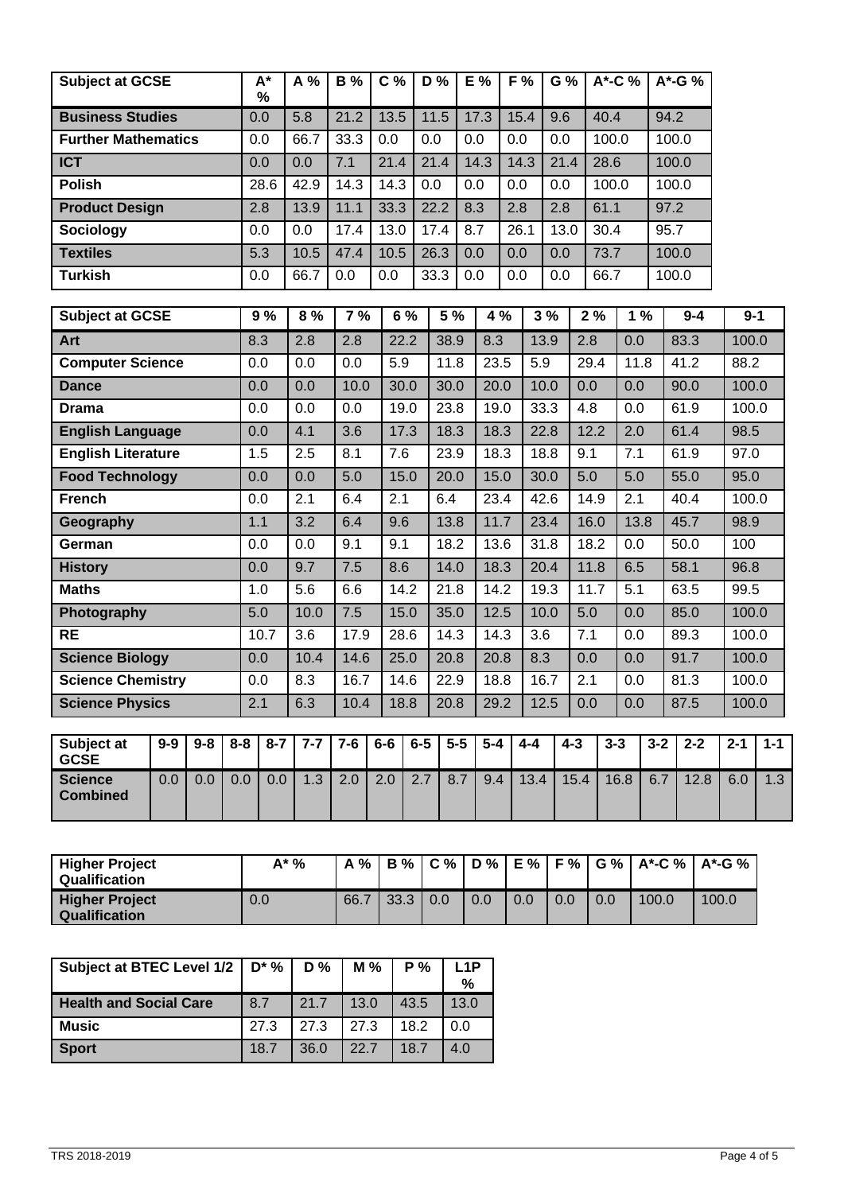| Subject at GCSE | A* % | A % | B % | C % | D % | E % | F % | G % | A*-C % | A*-G % |
|---|---|---|---|---|---|---|---|---|---|---|
| Business Studies | 0.0 | 5.8 | 21.2 | 13.5 | 11.5 | 17.3 | 15.4 | 9.6 | 40.4 | 94.2 |
| Further Mathematics | 0.0 | 66.7 | 33.3 | 0.0 | 0.0 | 0.0 | 0.0 | 0.0 | 100.0 | 100.0 |
| ICT | 0.0 | 0.0 | 7.1 | 21.4 | 21.4 | 14.3 | 14.3 | 21.4 | 28.6 | 100.0 |
| Polish | 28.6 | 42.9 | 14.3 | 14.3 | 0.0 | 0.0 | 0.0 | 0.0 | 100.0 | 100.0 |
| Product Design | 2.8 | 13.9 | 11.1 | 33.3 | 22.2 | 8.3 | 2.8 | 2.8 | 61.1 | 97.2 |
| Sociology | 0.0 | 0.0 | 17.4 | 13.0 | 17.4 | 8.7 | 26.1 | 13.0 | 30.4 | 95.7 |
| Textiles | 5.3 | 10.5 | 47.4 | 10.5 | 26.3 | 0.0 | 0.0 | 0.0 | 73.7 | 100.0 |
| Turkish | 0.0 | 66.7 | 0.0 | 0.0 | 33.3 | 0.0 | 0.0 | 0.0 | 66.7 | 100.0 |

| Subject at GCSE | 9 % | 8 % | 7 % | 6 % | 5 % | 4 % | 3 % | 2 % | 1 % | 9-4 | 9-1 |
|---|---|---|---|---|---|---|---|---|---|---|---|
| Art | 8.3 | 2.8 | 2.8 | 22.2 | 38.9 | 8.3 | 13.9 | 2.8 | 0.0 | 83.3 | 100.0 |
| Computer Science | 0.0 | 0.0 | 0.0 | 5.9 | 11.8 | 23.5 | 5.9 | 29.4 | 11.8 | 41.2 | 88.2 |
| Dance | 0.0 | 0.0 | 10.0 | 30.0 | 30.0 | 20.0 | 10.0 | 0.0 | 0.0 | 90.0 | 100.0 |
| Drama | 0.0 | 0.0 | 0.0 | 19.0 | 23.8 | 19.0 | 33.3 | 4.8 | 0.0 | 61.9 | 100.0 |
| English Language | 0.0 | 4.1 | 3.6 | 17.3 | 18.3 | 18.3 | 22.8 | 12.2 | 2.0 | 61.4 | 98.5 |
| English Literature | 1.5 | 2.5 | 8.1 | 7.6 | 23.9 | 18.3 | 18.8 | 9.1 | 7.1 | 61.9 | 97.0 |
| Food Technology | 0.0 | 0.0 | 5.0 | 15.0 | 20.0 | 15.0 | 30.0 | 5.0 | 5.0 | 55.0 | 95.0 |
| French | 0.0 | 2.1 | 6.4 | 2.1 | 6.4 | 23.4 | 42.6 | 14.9 | 2.1 | 40.4 | 100.0 |
| Geography | 1.1 | 3.2 | 6.4 | 9.6 | 13.8 | 11.7 | 23.4 | 16.0 | 13.8 | 45.7 | 98.9 |
| German | 0.0 | 0.0 | 9.1 | 9.1 | 18.2 | 13.6 | 31.8 | 18.2 | 0.0 | 50.0 | 100 |
| History | 0.0 | 9.7 | 7.5 | 8.6 | 14.0 | 18.3 | 20.4 | 11.8 | 6.5 | 58.1 | 96.8 |
| Maths | 1.0 | 5.6 | 6.6 | 14.2 | 21.8 | 14.2 | 19.3 | 11.7 | 5.1 | 63.5 | 99.5 |
| Photography | 5.0 | 10.0 | 7.5 | 15.0 | 35.0 | 12.5 | 10.0 | 5.0 | 0.0 | 85.0 | 100.0 |
| RE | 10.7 | 3.6 | 17.9 | 28.6 | 14.3 | 14.3 | 3.6 | 7.1 | 0.0 | 89.3 | 100.0 |
| Science Biology | 0.0 | 10.4 | 14.6 | 25.0 | 20.8 | 20.8 | 8.3 | 0.0 | 0.0 | 91.7 | 100.0 |
| Science Chemistry | 0.0 | 8.3 | 16.7 | 14.6 | 22.9 | 18.8 | 16.7 | 2.1 | 0.0 | 81.3 | 100.0 |
| Science Physics | 2.1 | 6.3 | 10.4 | 18.8 | 20.8 | 29.2 | 12.5 | 0.0 | 0.0 | 87.5 | 100.0 |

| Subject at GCSE | 9-9 | 9-8 | 8-8 | 8-7 | 7-7 | 7-6 | 6-6 | 6-5 | 5-5 | 5-4 | 4-4 | 4-3 | 3-3 | 3-2 | 2-2 | 2-1 | 1-1 |
|---|---|---|---|---|---|---|---|---|---|---|---|---|---|---|---|---|---|
| Science Combined | 0.0 | 0.0 | 0.0 | 0.0 | 1.3 | 2.0 | 2.0 | 2.7 | 8.7 | 9.4 | 13.4 | 15.4 | 16.8 | 6.7 | 12.8 | 6.0 | 1.3 |

| Higher Project Qualification | A* % | A % | B % | C % | D % | E % | F % | G % | A*-C % | A*-G % |
|---|---|---|---|---|---|---|---|---|---|---|
| Higher Project Qualification | 0.0 | 66.7 | 33.3 | 0.0 | 0.0 | 0.0 | 0.0 | 0.0 | 100.0 | 100.0 |

| Subject at BTEC Level 1/2 | D* % | D % | M % | P % | L1P % |
|---|---|---|---|---|---|
| Health and Social Care | 8.7 | 21.7 | 13.0 | 43.5 | 13.0 |
| Music | 27.3 | 27.3 | 27.3 | 18.2 | 0.0 |
| Sport | 18.7 | 36.0 | 22.7 | 18.7 | 4.0 |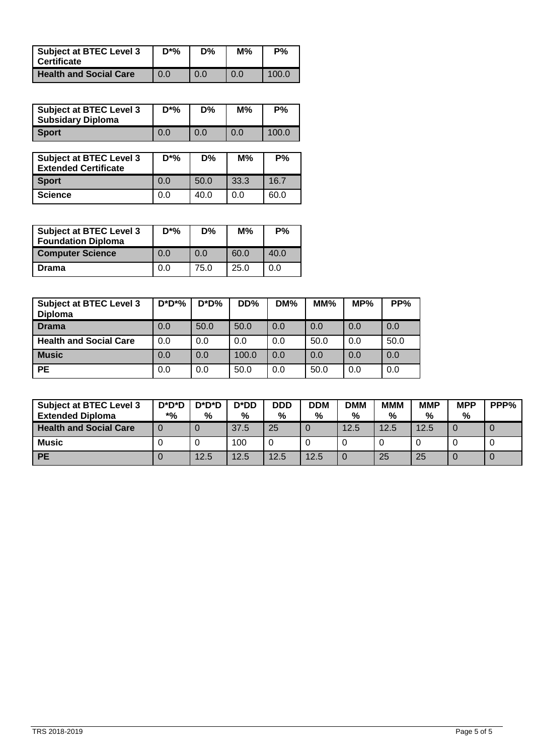| Subject at BTEC Level 3 Certificate | D*% | D% | M% | P% |
|---|---|---|---|---|
| Health and Social Care | 0.0 | 0.0 | 0.0 | 100.0 |

| Subject at BTEC Level 3 Subsidary Diploma | D*% | D% | M% | P% |
|---|---|---|---|---|
| Sport | 0.0 | 0.0 | 0.0 | 100.0 |

| Subject at BTEC Level 3 Extended Certificate | D*% | D% | M% | P% |
|---|---|---|---|---|
| Sport | 0.0 | 50.0 | 33.3 | 16.7 |
| Science | 0.0 | 40.0 | 0.0 | 60.0 |

| Subject at BTEC Level 3 Foundation Diploma | D*% | D% | M% | P% |
|---|---|---|---|---|
| Computer Science | 0.0 | 0.0 | 60.0 | 40.0 |
| Drama | 0.0 | 75.0 | 25.0 | 0.0 |

| Subject at BTEC Level 3 Diploma | D*D*% | D*D% | DD% | DM% | MM% | MP% | PP% |
|---|---|---|---|---|---|---|---|
| Drama | 0.0 | 50.0 | 50.0 | 0.0 | 0.0 | 0.0 | 0.0 |
| Health and Social Care | 0.0 | 0.0 | 0.0 | 0.0 | 50.0 | 0.0 | 50.0 |
| Music | 0.0 | 0.0 | 100.0 | 0.0 | 0.0 | 0.0 | 0.0 |
| PE | 0.0 | 0.0 | 50.0 | 0.0 | 50.0 | 0.0 | 0.0 |

| Subject at BTEC Level 3 Extended Diploma | D*D*D*% | D*D*D % | D*DD % | DDD % | DDM % | DMM % | MMM % | MMP % | MPP % | PPP% |
|---|---|---|---|---|---|---|---|---|---|---|
| Health and Social Care | 0 | 0 | 37.5 | 25 | 0 | 12.5 | 12.5 | 12.5 | 0 | 0 |
| Music | 0 | 0 | 100 | 0 | 0 | 0 | 0 | 0 | 0 | 0 |
| PE | 0 | 12.5 | 12.5 | 12.5 | 12.5 | 0 | 25 | 25 | 0 | 0 |

TRS 2018-2019